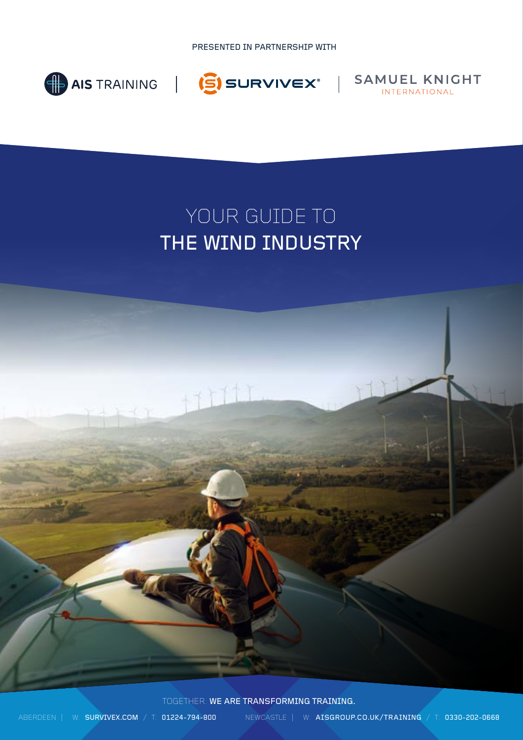PRESENTED IN PARTNERSHIP WITH

AIS TRAINING | SURVIVEX® | SAMUEL KNIGHT INTERNATIONAL

# YOUR GUIDE TO THE WIND INDUSTRY

TOGETHER, **WE ARE TRANSFORMING TRAINING.**

ABERDEEN | W: **SURVIVEX.COM** / T: **01224-794-800**

NEWCASTLE | W: **AISGROUP.CO.UK/TRAINING** / T: **0330-202-0668**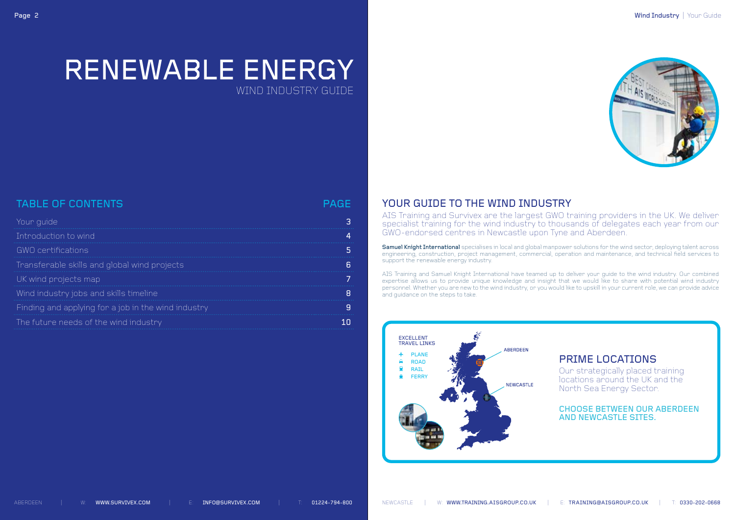# RENEWABLE ENERGY

WIND INDUSTRY GUIDE

## TABLE OF CONTENTS

| TABLE OF CONTENTS | PAGE |
| --- | --- |
| Your guide | 3 |
| Introduction to wind | 4 |
| GWO certifications | 5 |
| Transferable skills and global wind projects | 6 |
| UK wind projects map | 7 |
| Wind industry jobs and skills timeline | 8 |
| Finding and applying for a job in the wind industry | 9 |
| The future needs of the wind industry | 10 |

## YOUR GUIDE TO THE WIND INDUSTRY

AIS Training and Survivex are the largest GWO training providers in the UK. We deliver specialist training for the wind industry to thousands of delegates each year from our GWO-endorsed centres in Newcastle upon Tyne and Aberdeen.

**Samuel Knight International** specialises in local and global manpower solutions for the wind sector, deploying talent across engineering, construction, project management, commercial, operation and maintenance, and technical field services to support the renewable energy industry.

AIS Training and Samuel Knight International have teamed up to deliver your guide to the wind industry. Our combined expertise allows us to provide unique knowledge and insight that we would like to share with potential wind industry personnel. Whether you are new to the wind industry, or you would like to upskill in your current role, we can provide advice and guidance on the steps to take.

EXCELLENT TRAVEL LINKS

- PLANE
- ROAD
- RAIL
- FERRY

ABERDEEN

NEWCASTLE

### PRIME LOCATIONS

Our strategically placed training locations around the UK and the North Sea Energy Sector.

CHOOSE BETWEEN OUR ABERDEEN AND NEWCASTLE SITES.

ABERDEEN | W: WWW.SURVIVEX.COM | E: INFO@SURVIVEX.COM | T: 01224-794-800

NEWCASTLE | W: WWW.TRAINING.AISGROUP.CO.UK | E: TRAINING@AISGROUP.CO.UK | T: 0330-202-0668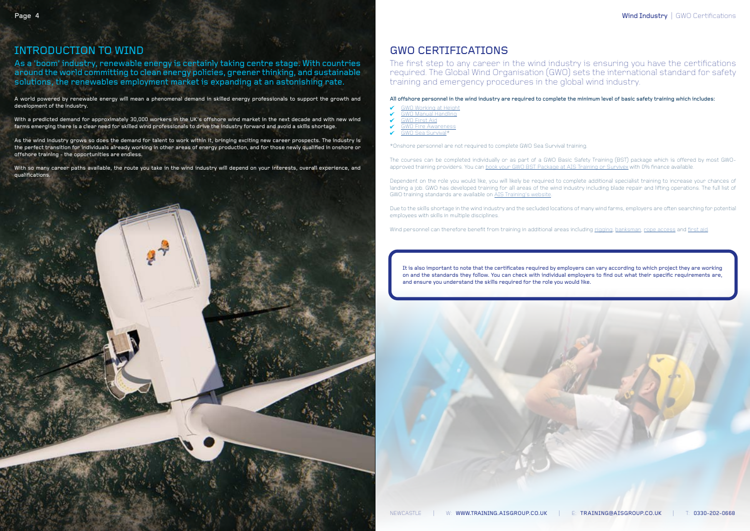# INTRODUCTION TO WIND

As a 'boom' industry, renewable energy is certainly taking centre stage. With countries around the world committing to clean energy policies, greener thinking, and sustainable solutions, the renewables employment market is expanding at an astonishing rate.

A world powered by renewable energy will mean a phenomenal demand in skilled energy professionals to support the growth and development of the industry.

With a predicted demand for approximately 30,000 workers in the UK's offshore wind market in the next decade and with new wind farms emerging there is a clear need for skilled wind professionals to drive the industry forward and avoid a skills shortage.

As the wind industry grows so does the demand for talent to work within it, bringing exciting new career prospects. The industry is the perfect transition for individuals already working in other areas of energy production, and for those newly qualified in onshore or offshore training - the opportunities are endless.

With so many career paths available, the route you take in the wind industry will depend on your interests, overall experience, and qualifications.

# GWO CERTIFICATIONS

The first step to any career in the wind industry is ensuring you have the certifications required. The Global Wind Organisation (GWO) sets the international standard for safety training and emergency procedures in the global wind industry.

**All offshore personnel in the wind industry are required to complete the minimum level of basic safety training which includes:**

- ✔ GWO Working at Height
- ✔ GWO Manual Handling
- ✔ GWO First Aid
- ✔ GWO Fire Awareness
- ✔ GWO Sea Survival*

*Onshore personnel are not required to complete GWO Sea Survival training.

The courses can be completed individually or as part of a GWO Basic Safety Training (BST) package which is offered by most GWO-approved training providers. You can book your GWO BST Package at AIS Training or Survivex with 0% finance available.

Dependent on the role you would like, you will likely be required to complete additional specialist training to increase your chances of landing a job. GWO has developed training for all areas of the wind industry including blade repair and lifting operations. The full list of GWO training standards are available on AIS Training's website.

Due to the skills shortage in the wind industry and the secluded locations of many wind farms, employers are often searching for potential employees with skills in multiple disciplines.

Wind personnel can therefore benefit from training in additional areas including rigging, banksman, rope access and first aid.

It is also important to note that the certificates required by employers can vary according to which project they are working on and the standards they follow. You can check with individual employers to find out what their specific requirements are, and ensure you understand the skills required for the role you would like.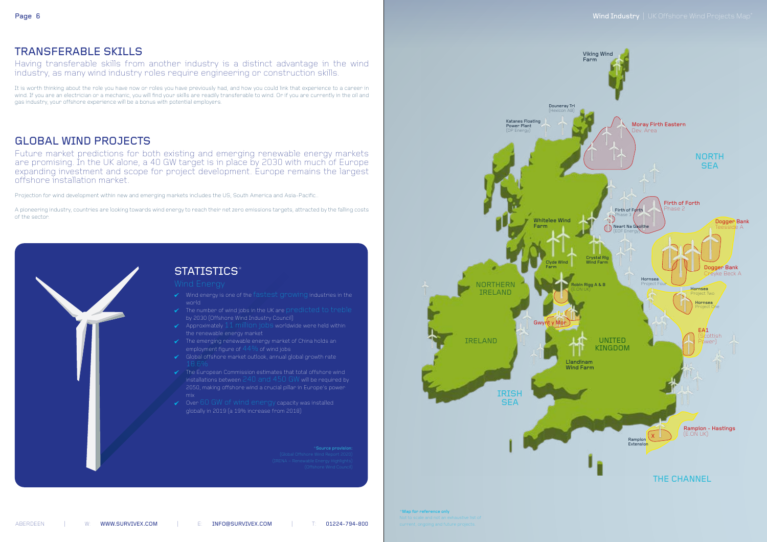## TRANSFERABLE SKILLS

Having transferable skills from another industry is a distinct advantage in the wind industry, as many wind industry roles require engineering or construction skills.

It is worth thinking about the role you have now or roles you have previously had, and how you could link that experience to a career in wind. If you are an electrician or a mechanic, you will find your skills are readily transferable to wind. Or if you are currently in the oil and gas industry, your offshore experience will be a bonus with potential employers.

## GLOBAL WIND PROJECTS

Future market predictions for both existing and emerging renewable energy markets are promising. In the UK alone, a 40 GW target is in place by 2030 with much of Europe expanding investment and scope for project development. Europe remains the largest offshore installation market.

Projection for wind development within new and emerging markets includes the US, South America and Asia-Pacific.

A pioneering industry, countries are looking towards wind energy to reach their net zero emissions targets, attracted by the falling costs of the sector.

### STATISTICS*

**Wind Energy**

- Wind energy is one of the fastest growing industries in the world
- The number of wind jobs in the UK are predicted to treble by 2030 (Offshore Wind Industry Council)
- Approximately 11 million jobs worldwide were held within the renewable energy market
- The emerging renewable energy market of China holds an employment figure of 44% of wind jobs
- Global offshore market outlook, annual global growth rate 18.6%
- The European Commission estimates that total offshore wind installations between 240 and 450 GW will be required by 2050, making offshore wind a crucial pillar in Europe's power mix
- Over 60 GW of wind energy capacity was installed globally in 2019 (a 19% increase from 2018)

*Source provision:
(Global Offshore Wind Report 2020)
(IRENA – Renewable Energy Highlights)
(Offshore Wind Council)

**Wind Industry** | UK Offshore Wind Projects Map*

Viking Wind Farm
Douneray Tri (Hexicon AB)
Katanes Floating Power Plant (DP Energy)
Moray Firth Eastern Dev. Area
NORTH SEA
Firth of Forth Phase 2
Firth of Forth Phase 3
Neart Na Gaoithe (EDF Energy)
Whitelee Wind Farm
Dogger Bank Teesside A
Dogger Bank Creyke Beck A
Clyde Wind Farm
Crystal Rig Wind Farm
Hornsea Project Four
Hornsea Project Two
Hornsea Project One
NORTHERN IRELAND
Robin Rigg A & B (E.ON UK)
Gwynt y Mor
EA1 (Scottish Power)
IRELAND
UNITED KINGDOM
Llandinam Wind Farm
IRISH SEA
Rampion - Hastings (E.ON UK)
Rampion Extension
THE CHANNEL

*Map for reference only
Not to scale and not an exhaustive list of current, ongoing and future projects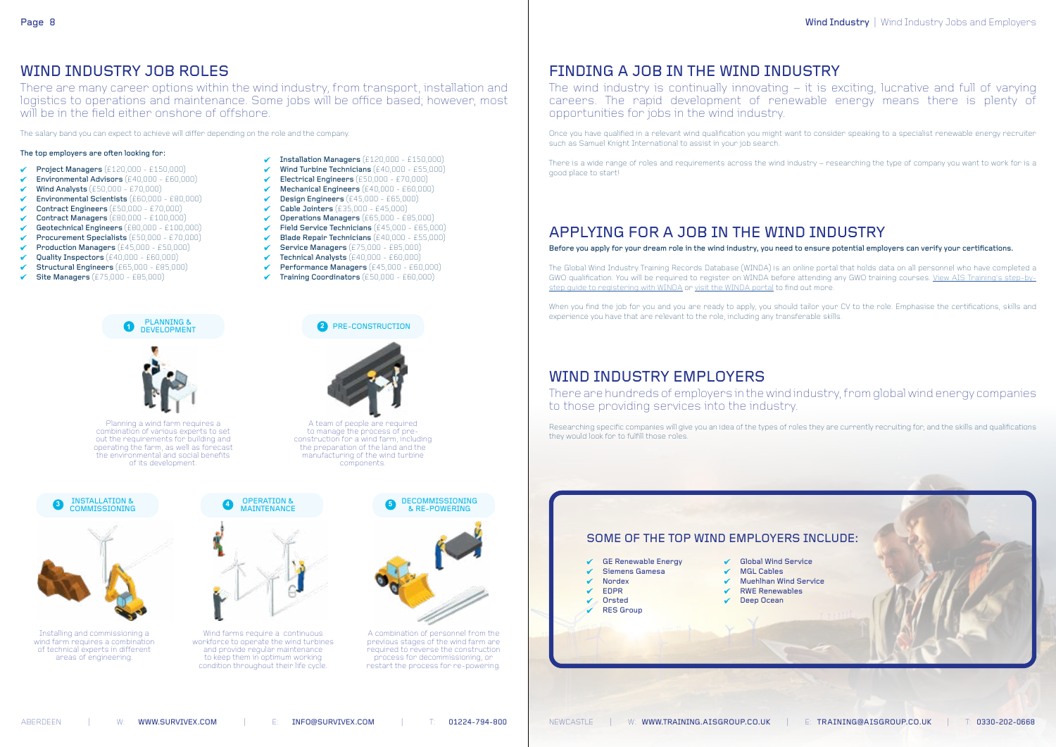## WIND INDUSTRY JOB ROLES

There are many career options within the wind industry, from transport, installation and logistics to operations and maintenance. Some jobs will be office based; however, most will be in the field either onshore of offshore.

The salary band you can expect to achieve will differ depending on the role and the company.

**The top employers are often looking for:**

- **Project Managers** (£120,000 - £150,000)
- **Environmental Advisors** (£40,000 - £60,000)
- **Wind Analysts** (£50,000 - £70,000)
- **Environmental Scientists** (£60,000 - £80,000)
- **Contract Engineers** (£50,000 - £70,000)
- **Contract Managers** (£80,000 - £100,000)
- **Geotechnical Engineers** (£80,000 - £100,000)
- **Procurement Specialists** (£50,000 - £70,000)
- **Production Managers** (£45,000 - £50,000)
- **Quality Inspectors** (£40,000 - £60,000)
- **Structural Engineers** (£65,000 - £85,000)
- **Site Managers** (£75,000 - £85,000)
- **Installation Managers** (£120,000 - £150,000)
- **Wind Turbine Technicians** (£40,000 - £55,000)
- **Electrical Engineers** (£50,000 - £70,000)
- **Mechanical Engineers** (£40,000 - £60,000)
- **Design Engineers** (£45,000 - £65,000)
- **Cable Jointers** (£35,000 - £45,000)
- **Operations Managers** (£65,000 - £85,000)
- **Field Service Technicians** (£45,000 - £65,000)
- **Blade Repair Technicians** (£40,000 - £55,000)
- **Service Managers** (£75,000 - £85,000)
- **Technical Analysts** (£40,000 - £60,000)
- **Performance Managers** (£45,000 - £60,000)
- **Training Coordinators** (£50,000 - £60,000)

**1 PLANNING & DEVELOPMENT**

Planning a wind farm requires a combination of various experts to set out the requirements for building and operating the farm, as well as forecast the environmental and social benefits of its development.

**2 PRE-CONSTRUCTION**

A team of people are required to manage the process of pre-construction for a wind farm, including the preparation of the land and the manufacturing of the wind turbine components.

**3 INSTALLATION & COMMISSIONING**

Installing and commissioning a wind farm requires a combination of technical experts in different areas of engineering.

**4 OPERATION & MAINTENANCE**

Wind farms require a continuous workforce to operate the wind turbines and provide regular maintenance to keep them in optimum working condition throughout their life cycle.

**5 DECOMMISSIONING & RE-POWERING**

A combination of personnel from the previous stages of the wind farm are required to reverse the construction process for decommissioning, or restart the process for re-powering.

## FINDING A JOB IN THE WIND INDUSTRY

The wind industry is continually innovating – it is exciting, lucrative and full of varying careers. The rapid development of renewable energy means there is plenty of opportunities for jobs in the wind industry.

Once you have qualified in a relevant wind qualification you might want to consider speaking to a specialist renewable energy recruiter such as Samuel Knight International to assist in your job search.

There is a wide range of roles and requirements across the wind industry – researching the type of company you want to work for is a good place to start!

## APPLYING FOR A JOB IN THE WIND INDUSTRY

**Before you apply for your dream role in the wind industry, you need to ensure potential employers can verify your certifications.**

The Global Wind Industry Training Records Database (WINDA) is an online portal that holds data on all personnel who have completed a GWO qualification. You will be required to register on WINDA before attending any GWO training courses. View AIS Training's step-by-step guide to registering with WINDA or visit the WINDA portal to find out more.

When you find the job for you and you are ready to apply, you should tailor your CV to the role. Emphasise the certifications, skills and experience you have that are relevant to the role, including any transferable skills.

## WIND INDUSTRY EMPLOYERS

There are hundreds of employers in the wind industry, from global wind energy companies to those providing services into the industry.

Researching specific companies will give you an idea of the types of roles they are currently recruiting for, and the skills and qualifications they would look for to fulfill those roles.

### SOME OF THE TOP WIND EMPLOYERS INCLUDE:

- GE Renewable Energy
- Siemens Gamesa
- Nordex
- EDPR
- Orsted
- RES Group
- Global Wind Service
- MGL Cables
- Muehlhan Wind Service
- RWE Renewables
- Deep Ocean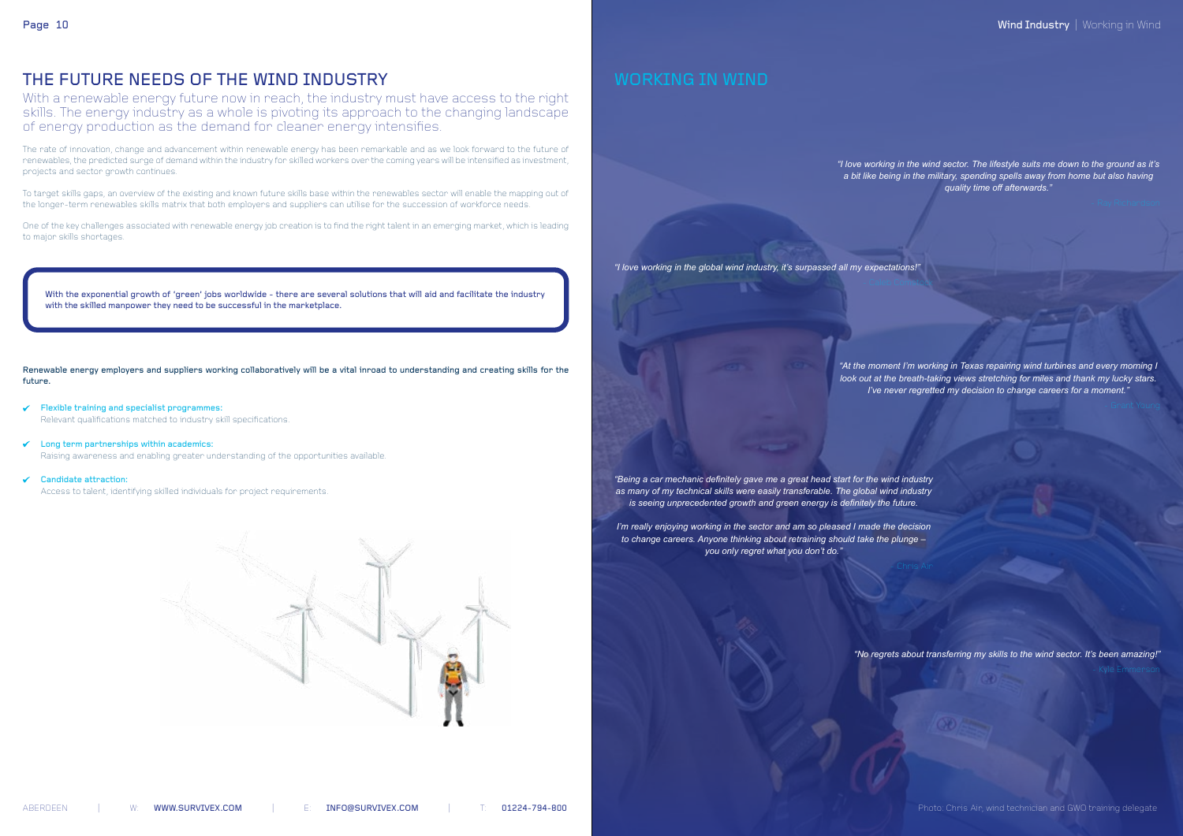# THE FUTURE NEEDS OF THE WIND INDUSTRY

With a renewable energy future now in reach, the industry must have access to the right skills. The energy industry as a whole is pivoting its approach to the changing landscape of energy production as the demand for cleaner energy intensifies.

The rate of innovation, change and advancement within renewable energy has been remarkable and as we look forward to the future of renewables, the predicted surge of demand within the industry for skilled workers over the coming years will be intensified as investment, projects and sector growth continues.

To target skills gaps, an overview of the existing and known future skills base within the renewables sector will enable the mapping out of the longer-term renewables skills matrix that both employers and suppliers can utilise for the succession of workforce needs.

One of the key challenges associated with renewable energy job creation is to find the right talent in an emerging market, which is leading to major skills shortages.

**With the exponential growth of 'green' jobs worldwide - there are several solutions that will aid and facilitate the industry with the skilled manpower they need to be successful in the marketplace.**

**Renewable energy employers and suppliers working collaboratively will be a vital inroad to understanding and creating skills for the future.**

- ✔ **Flexible training and specialist programmes:**
  Relevant qualifications matched to industry skill specifications.
- ✔ **Long term partnerships within academics:**
  Raising awareness and enabling greater understanding of the opportunities available.
- ✔ **Candidate attraction:**
  Access to talent, identifying skilled individuals for project requirements.

ABERDEEN | W: WWW.SURVIVEX.COM | E: INFO@SURVIVEX.COM | T: 01224-794-800

# WORKING IN WIND

*"I love working in the wind sector. The lifestyle suits me down to the ground as it's a bit like being in the military, spending spells away from home but also having quality time off afterwards."*

- Ray Richardson

*"I love working in the global wind industry, it's surpassed all my expectations!"*

- Craig McIntosh

*"At the moment I'm working in Texas repairing wind turbines and every morning I look out at the breath-taking views stretching for miles and thank my lucky stars. I've never regretted my decision to change careers for a moment."*

- Grant Young

*"Being a car mechanic definitely gave me a great head start for the wind industry as many of my technical skills were easily transferable. The global wind industry is seeing unprecedented growth and green energy is definitely the future.*

*I'm really enjoying working in the sector and am so pleased I made the decision to change careers. Anyone thinking about retraining should take the plunge – you only regret what you don't do."*

- Chris Air

*"No regrets about transferring my skills to the wind sector. It's been amazing!"*

- Kyle Emmerson

Photo: Chris Air, wind technician and GWO training delegate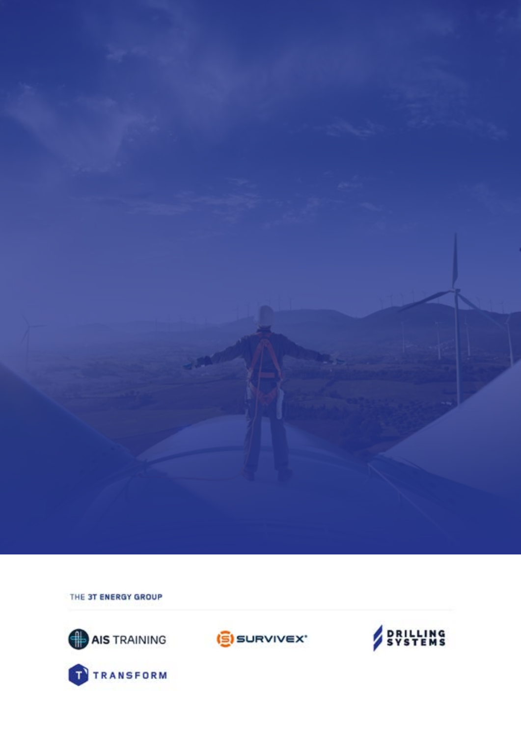THE 3T ENERGY GROUP

AIS TRAINING

SURVIVEX

DRILLING SYSTEMS

TRANSFORM